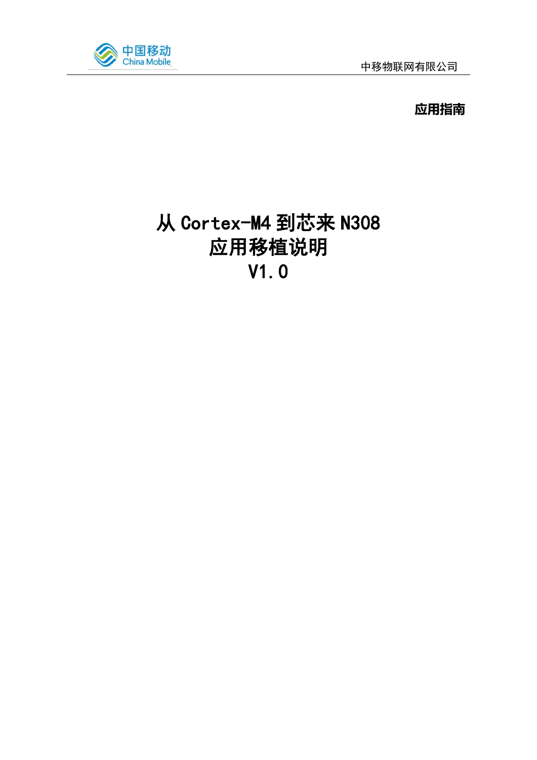**应用指南**

# 从 Cortex-M4 到芯来 N308
# 应用移植说明
# V1.0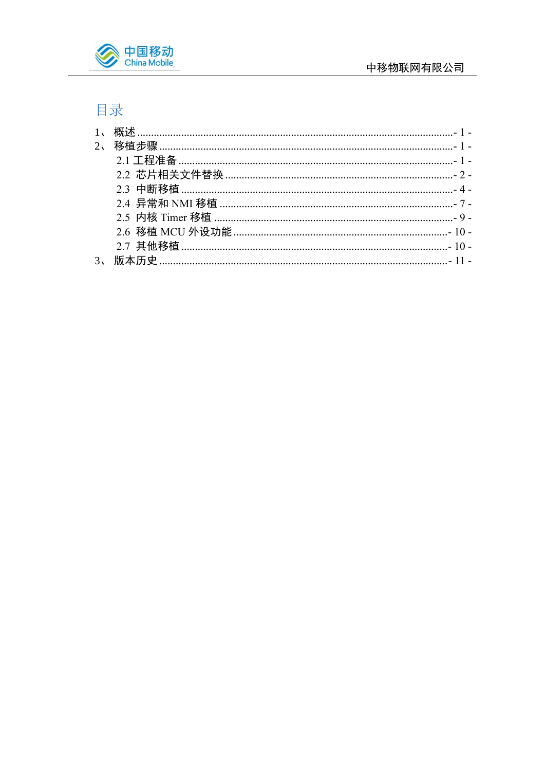# 目录

1、 概述 .......................................................................................................... - 1 -

2、 移植步骤 .................................................................................................... - 1 -

  2.1 工程准备 .................................................................................................. - 1 -

  2.2 芯片相关文件替换 .................................................................................. - 2 -

  2.3 中断移植 .................................................................................................. - 4 -

  2.4 异常和 NMI 移植 .................................................................................... - 7 -

  2.5 内核 Timer 移植 ...................................................................................... - 9 -

  2.6 移植 MCU 外设功能 ............................................................................. - 10 -

  2.7 其他移植 ................................................................................................ - 10 -

3、 版本历史 .................................................................................................. - 11 -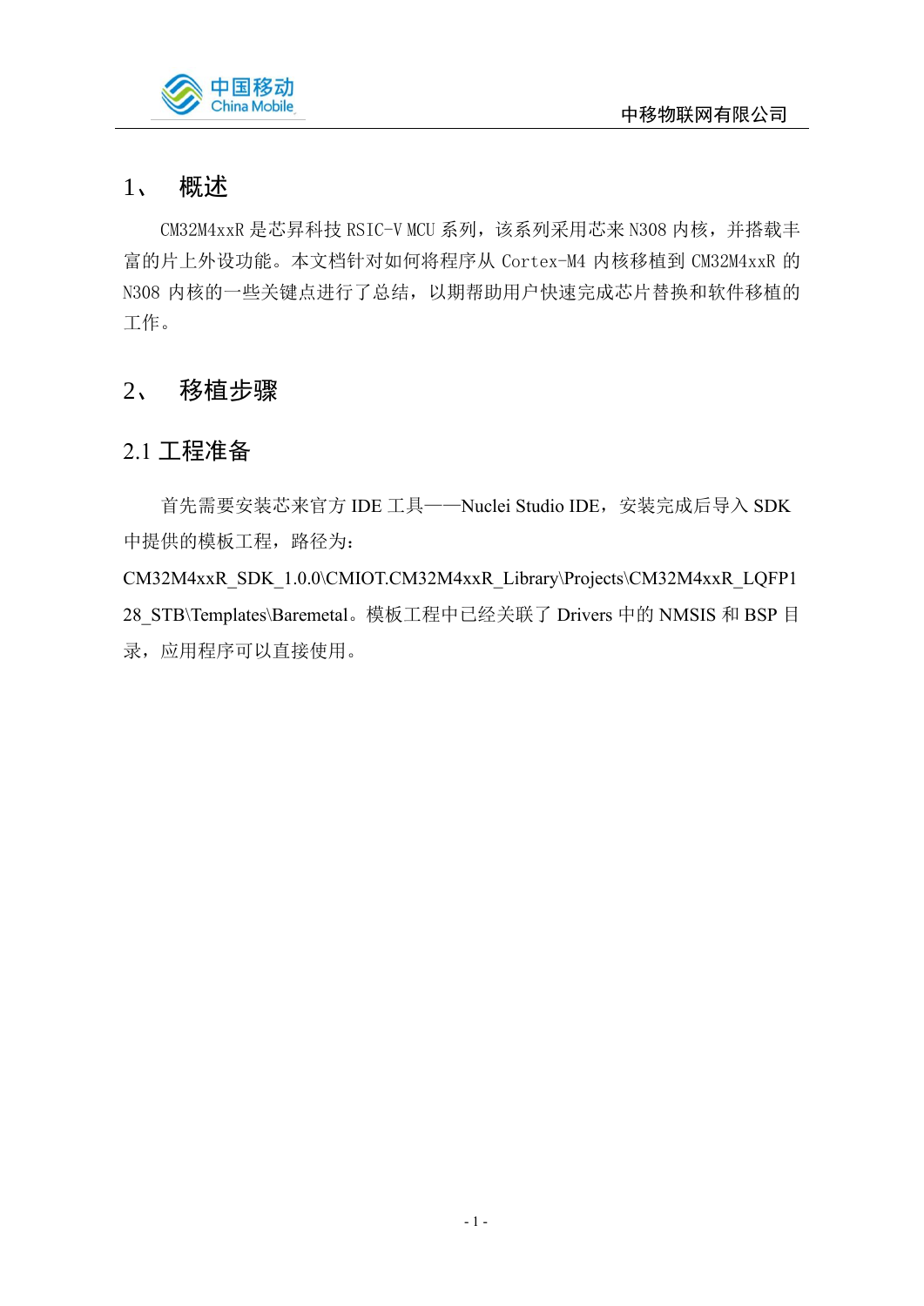# 1、 概述

CM32M4xxR 是芯昇科技 RSIC-V MCU 系列，该系列采用芯来 N308 内核，并搭载丰富的片上外设功能。本文档针对如何将程序从 Cortex-M4 内核移植到 CM32M4xxR 的 N308 内核的一些关键点进行了总结，以期帮助用户快速完成芯片替换和软件移植的工作。

# 2、 移植步骤

## 2.1 工程准备

首先需要安装芯来官方 IDE 工具——Nuclei Studio IDE，安装完成后导入 SDK 中提供的模板工程，路径为：CM32M4xxR_SDK_1.0.0\CMIOT.CM32M4xxR_Library\Projects\CM32M4xxR_LQFP128_STB\Templates\Baremetal。模板工程中已经关联了 Drivers 中的 NMSIS 和 BSP 目录，应用程序可以直接使用。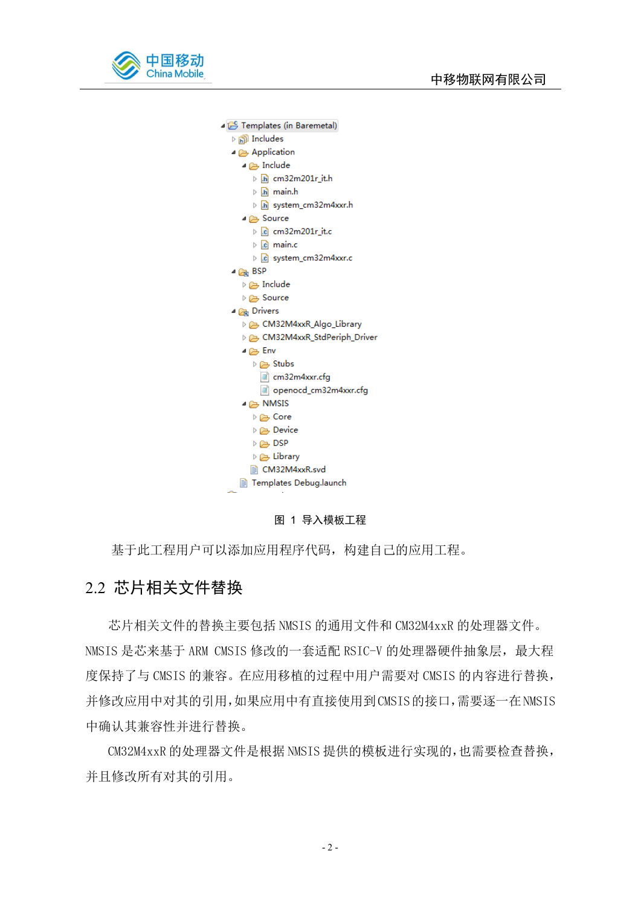```
Templates (in Baremetal)
  Includes
  Application
    Include
      cm32m201r_it.h
      main.h
      system_cm32m4xxr.h
    Source
      cm32m201r_it.c
      main.c
      system_cm32m4xxr.c
  BSP
    Include
    Source
  Drivers
    CM32M4xxR_Algo_Library
    CM32M4xxR_StdPeriph_Driver
    Env
      Stubs
      cm32m4xxr.cfg
      openocd_cm32m4xxr.cfg
    NMSIS
      Core
      Device
      DSP
      Library
    CM32M4xxR.svd
  Templates Debug.launch
```

图 1 导入模板工程

基于此工程用户可以添加应用程序代码，构建自己的应用工程。

## 2.2 芯片相关文件替换

芯片相关文件的替换主要包括 NMSIS 的通用文件和 CM32M4xxR 的处理器文件。NMSIS 是芯来基于 ARM CMSIS 修改的一套适配 RSIC-V 的处理器硬件抽象层，最大程度保持了与 CMSIS 的兼容。在应用移植的过程中用户需要对 CMSIS 的内容进行替换，并修改应用中对其的引用，如果应用中有直接使用到CMSIS的接口，需要逐一在NMSIS中确认其兼容性并进行替换。

CM32M4xxR 的处理器文件是根据 NMSIS 提供的模板进行实现的，也需要检查替换，并且修改所有对其的引用。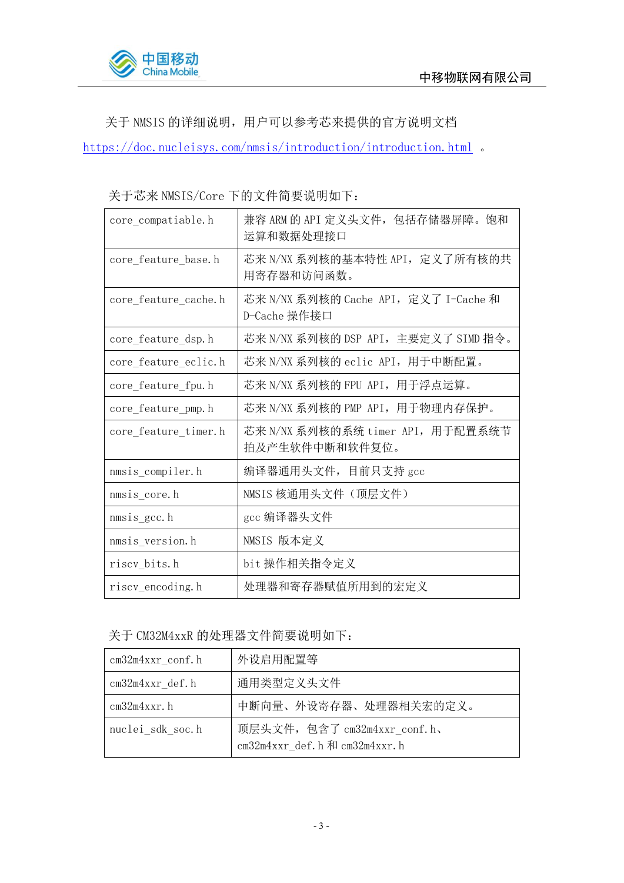关于 NMSIS 的详细说明，用户可以参考芯来提供的官方说明文档 https://doc.nucleisys.com/nmsis/introduction/introduction.html 。

关于芯来 NMSIS/Core 下的文件简要说明如下：

| | |
|---|---|
| core_compatiable.h | 兼容 ARM 的 API 定义头文件，包括存储器屏障。饱和运算和数据处理接口 |
| core_feature_base.h | 芯来 N/NX 系列核的基本特性 API，定义了所有核的共用寄存器和访问函数。 |
| core_feature_cache.h | 芯来 N/NX 系列核的 Cache API，定义了 I-Cache 和 D-Cache 操作接口 |
| core_feature_dsp.h | 芯来 N/NX 系列核的 DSP API，主要定义了 SIMD 指令。 |
| core_feature_eclic.h | 芯来 N/NX 系列核的 eclic API，用于中断配置。 |
| core_feature_fpu.h | 芯来 N/NX 系列核的 FPU API，用于浮点运算。 |
| core_feature_pmp.h | 芯来 N/NX 系列核的 PMP API，用于物理内存保护。 |
| core_feature_timer.h | 芯来 N/NX 系列核的系统 timer API，用于配置系统节拍及产生软件中断和软件复位。 |
| nmsis_compiler.h | 编译器通用头文件，目前只支持 gcc |
| nmsis_core.h | NMSIS 核通用头文件（顶层文件） |
| nmsis_gcc.h | gcc 编译器头文件 |
| nmsis_version.h | NMSIS 版本定义 |
| riscv_bits.h | bit 操作相关指令定义 |
| riscv_encoding.h | 处理器和寄存器赋值所用到的宏定义 |

关于 CM32M4xxR 的处理器文件简要说明如下：

| | |
|---|---|
| cm32m4xxr_conf.h | 外设启用配置等 |
| cm32m4xxr_def.h | 通用类型定义头文件 |
| cm32m4xxr.h | 中断向量、外设寄存器、处理器相关宏的定义。 |
| nuclei_sdk_soc.h | 顶层头文件，包含了 cm32m4xxr_conf.h、cm32m4xxr_def.h 和 cm32m4xxr.h |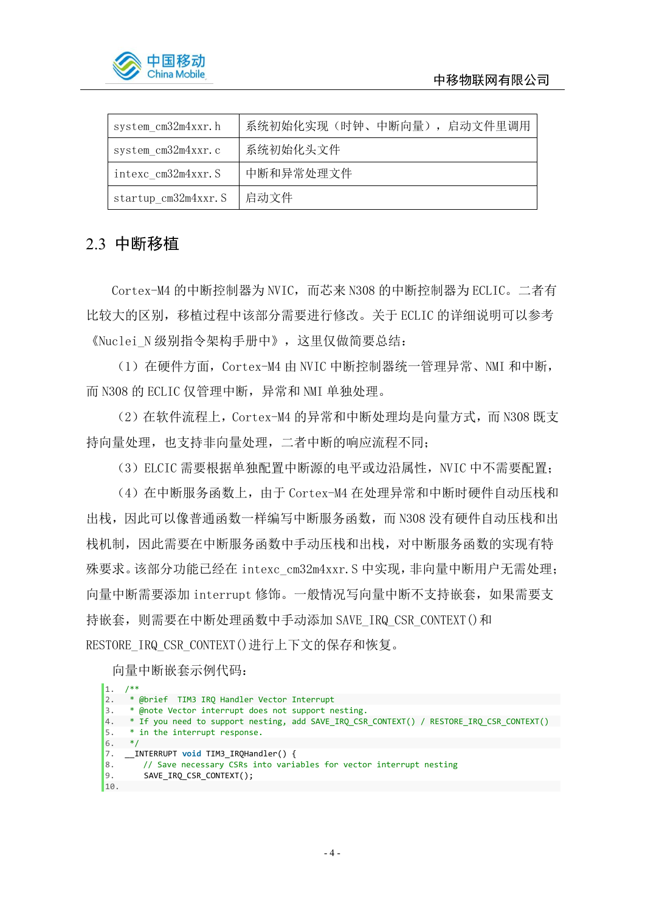| system_cm32m4xxr.h | 系统初始化实现（时钟、中断向量），启动文件里调用 |
|---|---|
| system_cm32m4xxr.c | 系统初始化头文件 |
| intexc_cm32m4xxr.S | 中断和异常处理文件 |
| startup_cm32m4xxr.S | 启动文件 |

## 2.3 中断移植

Cortex-M4 的中断控制器为 NVIC，而芯来 N308 的中断控制器为 ECLIC。二者有比较大的区别，移植过程中该部分需要进行修改。关于 ECLIC 的详细说明可以参考《Nuclei_N 级别指令架构手册中》，这里仅做简要总结：

（1）在硬件方面，Cortex-M4 由 NVIC 中断控制器统一管理异常、NMI 和中断，而 N308 的 ECLIC 仅管理中断，异常和 NMI 单独处理。

（2）在软件流程上，Cortex-M4 的异常和中断处理均是向量方式，而 N308 既支持向量处理，也支持非向量处理，二者中断的响应流程不同；

（3）ELCIC 需要根据单独配置中断源的电平或边沿属性，NVIC 中不需要配置；

（4）在中断服务函数上，由于 Cortex-M4 在处理异常和中断时硬件自动压栈和出栈，因此可以像普通函数一样编写中断服务函数，而 N308 没有硬件自动压栈和出栈机制，因此需要在中断服务函数中手动压栈和出栈，对中断服务函数的实现有特殊要求。该部分功能已经在 intexc_cm32m4xxr.S 中实现，非向量中断用户无需处理；向量中断需要添加 interrupt 修饰。一般情况写向量中断不支持嵌套，如果需要支持嵌套，则需要在中断处理函数中手动添加 SAVE_IRQ_CSR_CONTEXT()和 RESTORE_IRQ_CSR_CONTEXT()进行上下文的保存和恢复。

向量中断嵌套示例代码：

```
1.  /**
2.   * @brief  TIM3 IRQ Handler Vector Interrupt
3.   * @note Vector interrupt does not support nesting.
4.   * If you need to support nesting, add SAVE_IRQ_CSR_CONTEXT() / RESTORE_IRQ_CSR_CONTEXT()
5.   * in the interrupt response.
6.   */
7.  __INTERRUPT void TIM3_IRQHandler() {
8.      // Save necessary CSRs into variables for vector interrupt nesting
9.      SAVE_IRQ_CSR_CONTEXT();
10.
```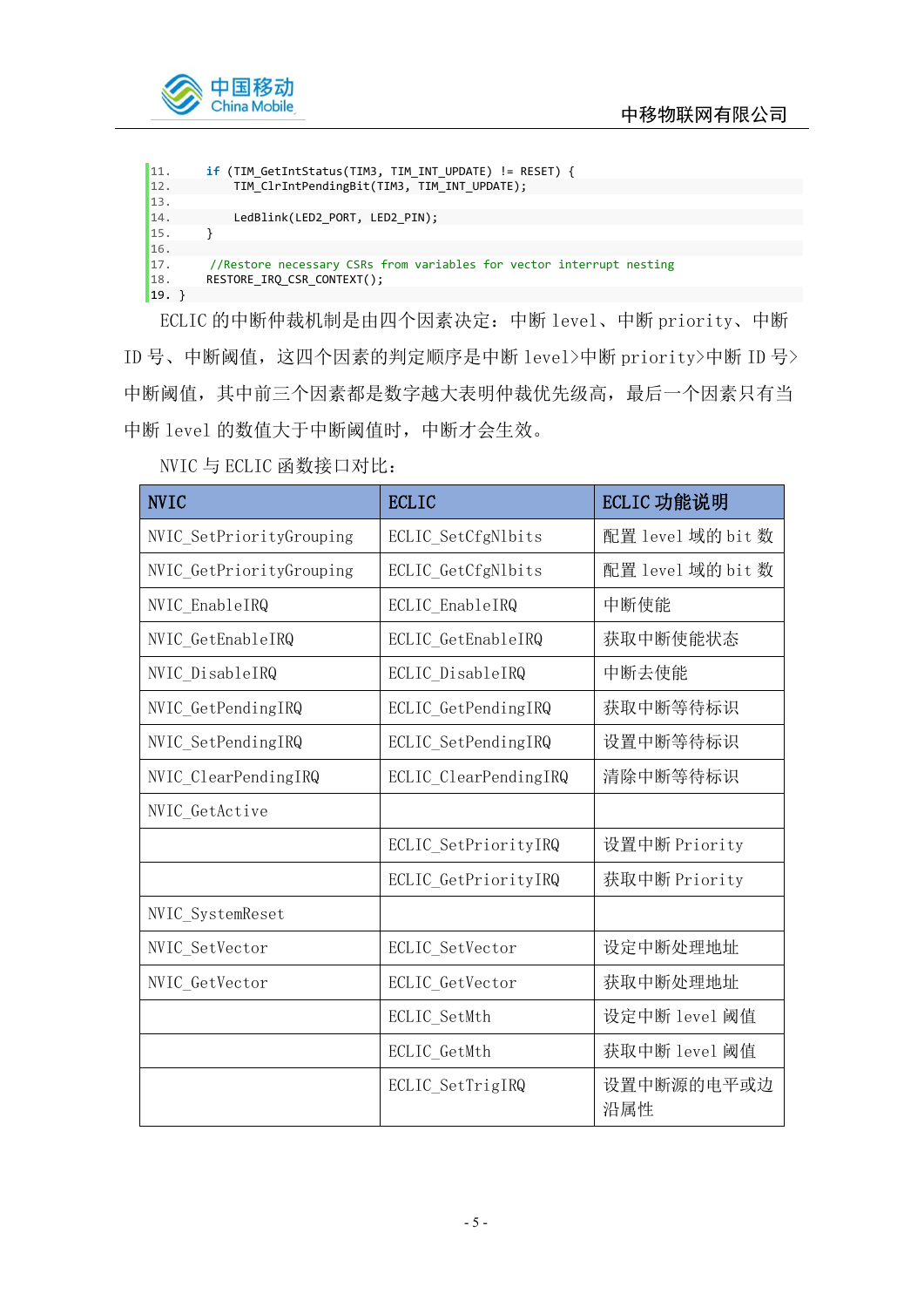```
11.     if (TIM_GetIntStatus(TIM3, TIM_INT_UPDATE) != RESET) {
12.         TIM_ClrIntPendingBit(TIM3, TIM_INT_UPDATE);
13.
14.         LedBlink(LED2_PORT, LED2_PIN);
15.     }
16.
17.     //Restore necessary CSRs from variables for vector interrupt nesting
18.     RESTORE_IRQ_CSR_CONTEXT();
19. }
```

ECLIC 的中断仲裁机制是由四个因素决定：中断 level、中断 priority、中断 ID 号、中断阈值，这四个因素的判定顺序是中断 level>中断 priority>中断 ID 号>中断阈值，其中前三个因素都是数字越大表明仲裁优先级高，最后一个因素只有当中断 level 的数值大于中断阈值时，中断才会生效。

NVIC 与 ECLIC 函数接口对比：

| NVIC | ECLIC | ECLIC 功能说明 |
|---|---|---|
| NVIC_SetPriorityGrouping | ECLIC_SetCfgNlbits | 配置 level 域的 bit 数 |
| NVIC_GetPriorityGrouping | ECLIC_GetCfgNlbits | 配置 level 域的 bit 数 |
| NVIC_EnableIRQ | ECLIC_EnableIRQ | 中断使能 |
| NVIC_GetEnableIRQ | ECLIC_GetEnableIRQ | 获取中断使能状态 |
| NVIC_DisableIRQ | ECLIC_DisableIRQ | 中断去使能 |
| NVIC_GetPendingIRQ | ECLIC_GetPendingIRQ | 获取中断等待标识 |
| NVIC_SetPendingIRQ | ECLIC_SetPendingIRQ | 设置中断等待标识 |
| NVIC_ClearPendingIRQ | ECLIC_ClearPendingIRQ | 清除中断等待标识 |
| NVIC_GetActive | | |
| | ECLIC_SetPriorityIRQ | 设置中断 Priority |
| | ECLIC_GetPriorityIRQ | 获取中断 Priority |
| NVIC_SystemReset | | |
| NVIC_SetVector | ECLIC_SetVector | 设定中断处理地址 |
| NVIC_GetVector | ECLIC_GetVector | 获取中断处理地址 |
| | ECLIC_SetMth | 设定中断 level 阈值 |
| | ECLIC_GetMth | 获取中断 level 阈值 |
| | ECLIC_SetTrigIRQ | 设置中断源的电平或边沿属性 |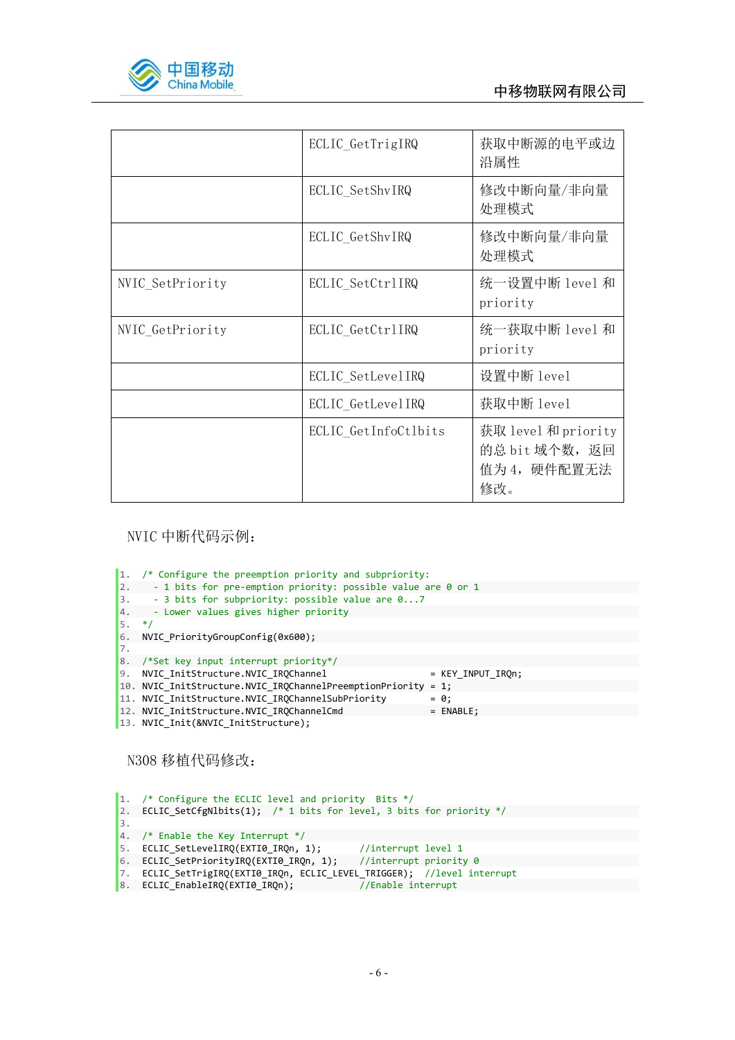| | | |
|---|---|---|
| | ECLIC_GetTrigIRQ | 获取中断源的电平或边沿属性 |
| | ECLIC_SetShvIRQ | 修改中断向量/非向量处理模式 |
| | ECLIC_GetShvIRQ | 修改中断向量/非向量处理模式 |
| NVIC_SetPriority | ECLIC_SetCtrlIRQ | 统一设置中断 level 和 priority |
| NVIC_GetPriority | ECLIC_GetCtrlIRQ | 统一获取中断 level 和 priority |
| | ECLIC_SetLevelIRQ | 设置中断 level |
| | ECLIC_GetLevelIRQ | 获取中断 level |
| | ECLIC_GetInfoCtlbits | 获取 level 和 priority 的总 bit 域个数，返回值为 4，硬件配置无法修改。 |

NVIC 中断代码示例：

```
1.  /* Configure the preemption priority and subpriority:
2.     - 1 bits for pre-emption priority: possible value are 0 or 1
3.     - 3 bits for subpriority: possible value are 0...7
4.     - Lower values gives higher priority
5.  */
6.  NVIC_PriorityGroupConfig(0x600);
7.
8.  /*Set key input interrupt priority*/
9.  NVIC_InitStructure.NVIC_IRQChannel                   = KEY_INPUT_IRQn;
10. NVIC_InitStructure.NVIC_IRQChannelPreemptionPriority = 1;
11. NVIC_InitStructure.NVIC_IRQChannelSubPriority        = 0;
12. NVIC_InitStructure.NVIC_IRQChannelCmd                = ENABLE;
13. NVIC_Init(&NVIC_InitStructure);
```

N308 移植代码修改：

```
1.  /* Configure the ECLIC level and priority  Bits */
2.  ECLIC_SetCfgNlbits(1);  /* 1 bits for level, 3 bits for priority */
3.
4.  /* Enable the Key Interrupt */
5.  ECLIC_SetLevelIRQ(EXTI0_IRQn, 1);       //interrupt level 1
6.  ECLIC_SetPriorityIRQ(EXTI0_IRQn, 1);    //interrupt priority 0
7.  ECLIC_SetTrigIRQ(EXTI0_IRQn, ECLIC_LEVEL_TRIGGER);  //level interrupt
8.  ECLIC_EnableIRQ(EXTI0_IRQn);            //Enable interrupt
```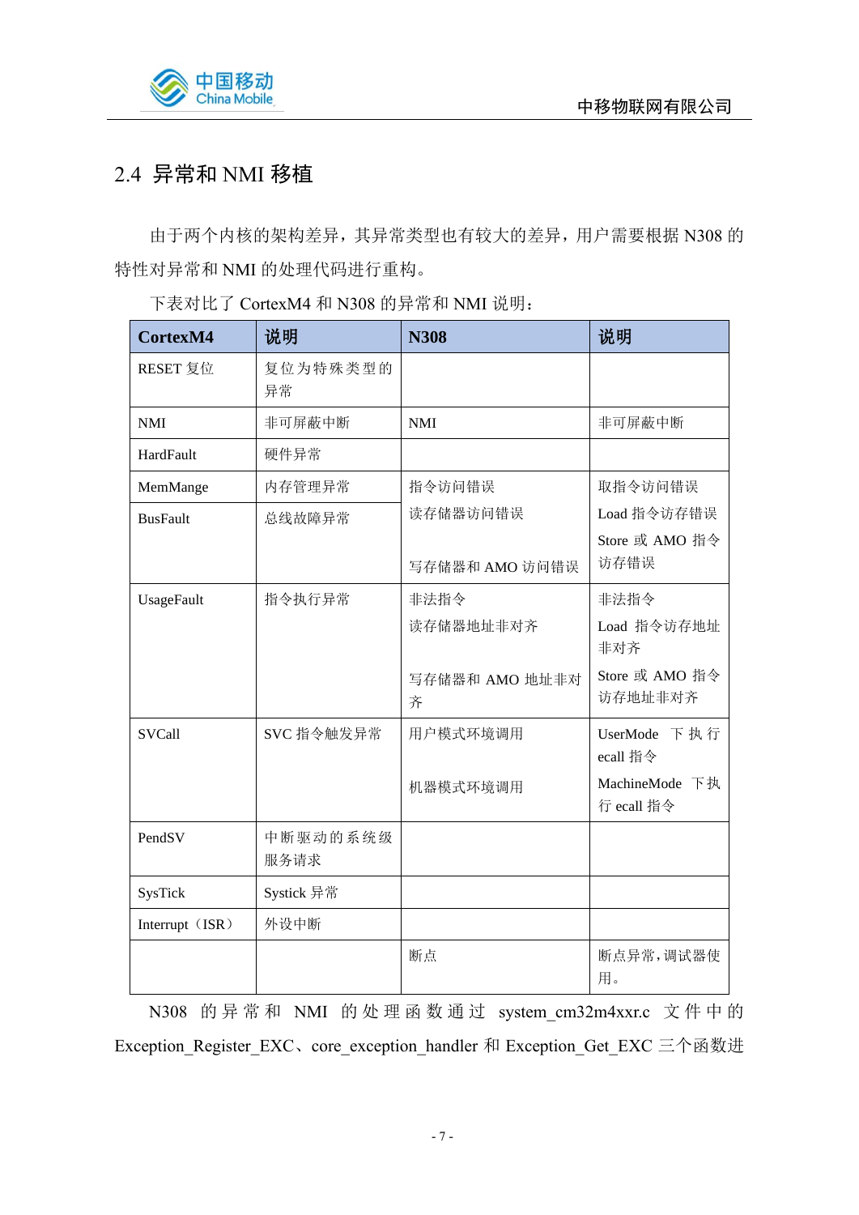## 2.4 异常和 NMI 移植

由于两个内核的架构差异，其异常类型也有较大的差异，用户需要根据 N308 的特性对异常和 NMI 的处理代码进行重构。

下表对比了 CortexM4 和 N308 的异常和 NMI 说明：

| CortexM4 | 说明 | N308 | 说明 |
|---|---|---|---|
| RESET 复位 | 复位为特殊类型的异常 | | |
| NMI | 非可屏蔽中断 | NMI | 非可屏蔽中断 |
| HardFault | 硬件异常 | | |
| MemMange | 内存管理异常 | 指令访问错误 | 取指令访问错误 |
| BusFault | 总线故障异常 | 读存储器访问错误<br>写存储器和 AMO 访问错误 | Load 指令访存错误<br>Store 或 AMO 指令访存错误 |
| UsageFault | 指令执行异常 | 非法指令<br>读存储器地址非对齐<br>写存储器和 AMO 地址非对齐 | 非法指令<br>Load 指令访存地址非对齐<br>Store 或 AMO 指令访存地址非对齐 |
| SVCall | SVC 指令触发异常 | 用户模式环境调用<br>机器模式环境调用 | UserMode 下执行 ecall 指令<br>MachineMode 下执行 ecall 指令 |
| PendSV | 中断驱动的系统级服务请求 | | |
| SysTick | Systick 异常 | | |
| Interrupt（ISR） | 外设中断 | | |
| | | 断点 | 断点异常，调试器使用。 |

N308 的异常和 NMI 的处理函数通过 system_cm32m4xxr.c 文件中的 Exception_Register_EXC、core_exception_handler 和 Exception_Get_EXC 三个函数进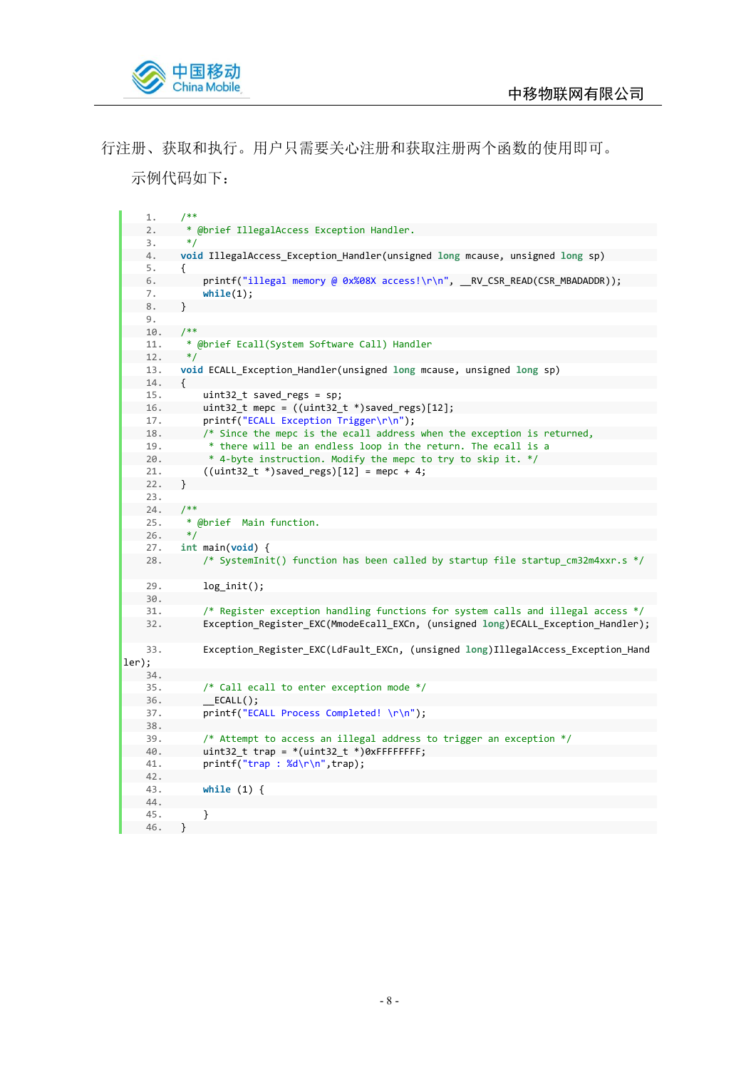行注册、获取和执行。用户只需要关心注册和获取注册两个函数的使用即可。

示例代码如下：

```c
/**
 * @brief IllegalAccess Exception Handler.
 */
void IllegalAccess_Exception_Handler(unsigned long mcause, unsigned long sp)
{
    printf("illegal memory @ 0x%08X access!\r\n", __RV_CSR_READ(CSR_MBADADDR));
    while(1);
}

/**
 * @brief Ecall(System Software Call) Handler
 */
void ECALL_Exception_Handler(unsigned long mcause, unsigned long sp)
{
    uint32_t saved_regs = sp;
    uint32_t mepc = ((uint32_t *)saved_regs)[12];
    printf("ECALL Exception Trigger\r\n");
    /* Since the mepc is the ecall address when the exception is returned,
     * there will be an endless loop in the return. The ecall is a
     * 4-byte instruction. Modify the mepc to try to skip it. */
    ((uint32_t *)saved_regs)[12] = mepc + 4;
}

/**
 * @brief  Main function.
 */
int main(void) {
    /* SystemInit() function has been called by startup file startup_cm32m4xxr.s */

    log_init();

    /* Register exception handling functions for system calls and illegal access */
    Exception_Register_EXC(MmodeEcall_EXCn, (unsigned long)ECALL_Exception_Handler);

    Exception_Register_EXC(LdFault_EXCn, (unsigned long)IllegalAccess_Exception_Handler);

    /* Call ecall to enter exception mode */
    __ECALL();
    printf("ECALL Process Completed! \r\n");

    /* Attempt to access an illegal address to trigger an exception */
    uint32_t trap = *(uint32_t *)0xFFFFFFFF;
    printf("trap : %d\r\n",trap);

    while (1) {

    }
}
```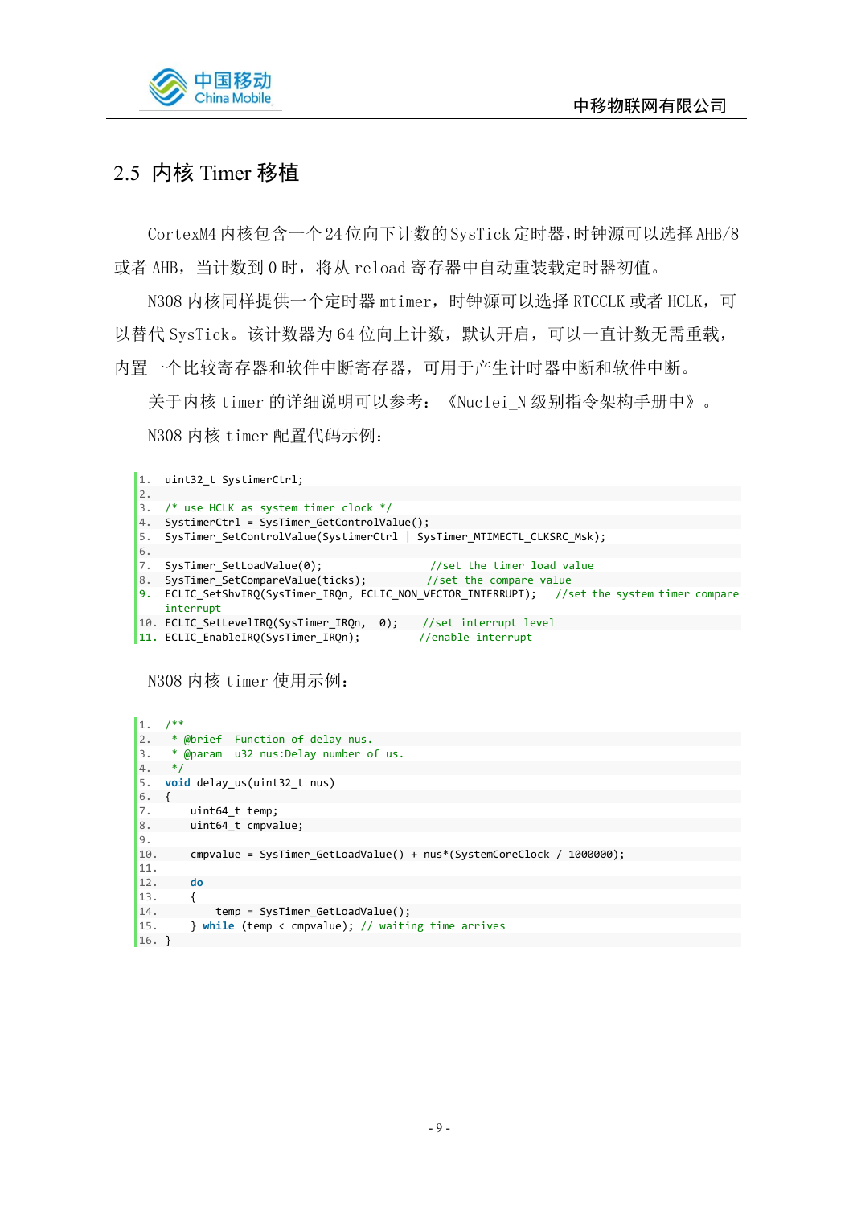## 2.5 内核 Timer 移植

CortexM4 内核包含一个 24 位向下计数的 SysTick 定时器,时钟源可以选择 AHB/8 或者 AHB，当计数到 0 时，将从 reload 寄存器中自动重装载定时器初值。

N308 内核同样提供一个定时器 mtimer，时钟源可以选择 RTCCLK 或者 HCLK，可以替代 SysTick。该计数器为 64 位向上计数，默认开启，可以一直计数无需重载，内置一个比较寄存器和软件中断寄存器，可用于产生计时器中断和软件中断。

关于内核 timer 的详细说明可以参考：《Nuclei_N 级别指令架构手册中》。

N308 内核 timer 配置代码示例：

```c
uint32_t SystimerCtrl;

/* use HCLK as system timer clock */
SystimerCtrl = SysTimer_GetControlValue();
SysTimer_SetControlValue(SystimerCtrl | SysTimer_MTIMECTL_CLKSRC_Msk);

SysTimer_SetLoadValue(0);                 //set the timer load value
SysTimer_SetCompareValue(ticks);          //set the compare value
ECLIC_SetShvIRQ(SysTimer_IRQn, ECLIC_NON_VECTOR_INTERRUPT);   //set the system timer compare interrupt
ECLIC_SetLevelIRQ(SysTimer_IRQn,  0);    //set interrupt level
ECLIC_EnableIRQ(SysTimer_IRQn);          //enable interrupt
```

N308 内核 timer 使用示例：

```c
/**
  * @brief  Function of delay nus.
  * @param  u32 nus:Delay number of us.
  */
void delay_us(uint32_t nus)
{
    uint64_t temp;
    uint64_t cmpvalue;

    cmpvalue = SysTimer_GetLoadValue() + nus*(SystemCoreClock / 1000000);

    do
    {
        temp = SysTimer_GetLoadValue();
    } while (temp < cmpvalue); // waiting time arrives
}
```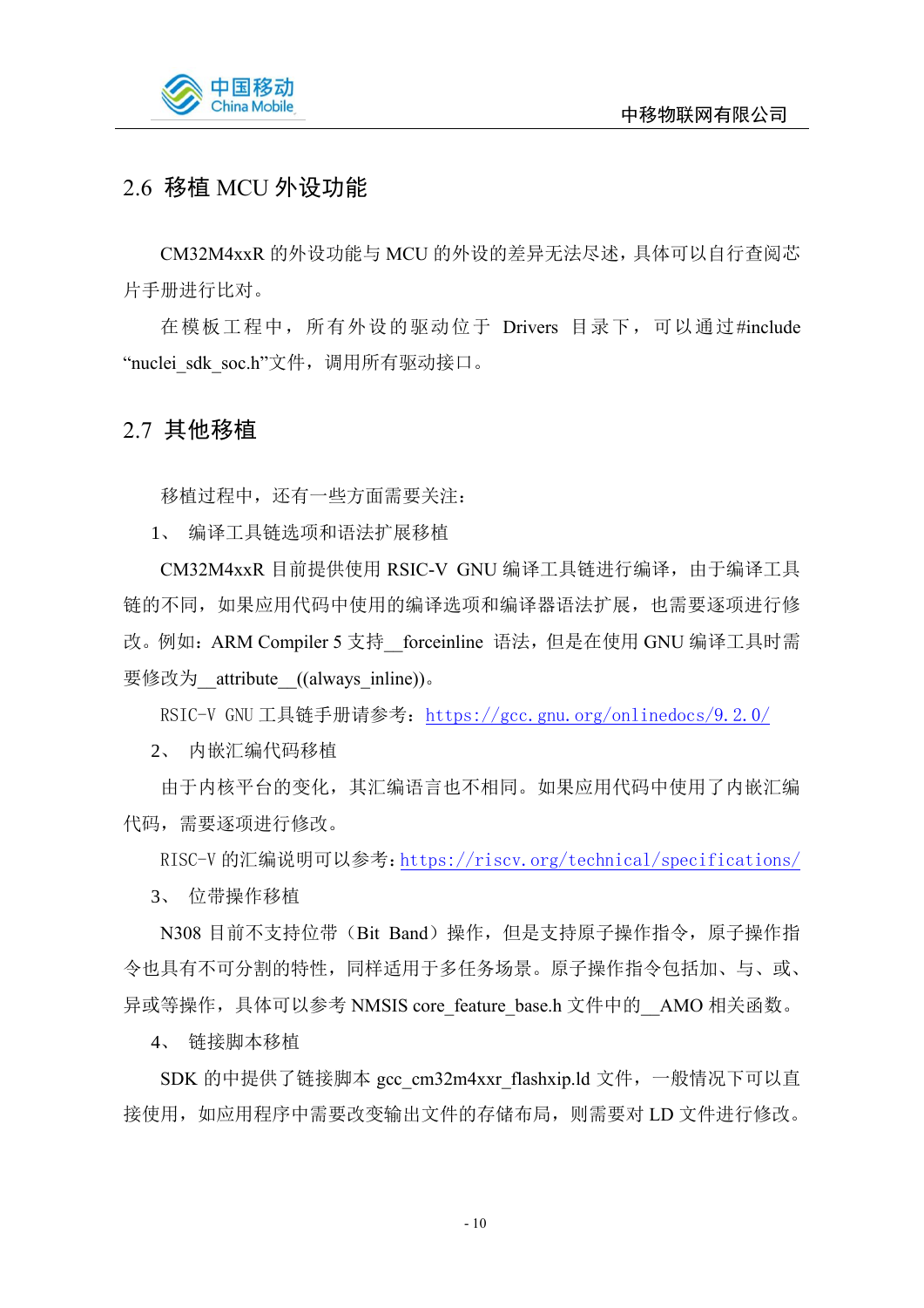## 2.6 移植 MCU 外设功能

CM32M4xxR 的外设功能与 MCU 的外设的差异无法尽述，具体可以自行查阅芯片手册进行比对。

在模板工程中，所有外设的驱动位于 Drivers 目录下，可以通过#include “nuclei_sdk_soc.h”文件，调用所有驱动接口。

## 2.7 其他移植

移植过程中，还有一些方面需要关注：

1、 编译工具链选项和语法扩展移植

CM32M4xxR 目前提供使用 RSIC-V GNU 编译工具链进行编译，由于编译工具链的不同，如果应用代码中使用的编译选项和编译器语法扩展，也需要逐项进行修改。例如：ARM Compiler 5 支持__forceinline 语法，但是在使用 GNU 编译工具时需要修改为__attribute__((always_inline))。

RSIC-V GNU 工具链手册请参考：https://gcc.gnu.org/onlinedocs/9.2.0/

2、 内嵌汇编代码移植

由于内核平台的变化，其汇编语言也不相同。如果应用代码中使用了内嵌汇编代码，需要逐项进行修改。

RISC-V 的汇编说明可以参考：https://riscv.org/technical/specifications/

3、 位带操作移植

N308 目前不支持位带（Bit Band）操作，但是支持原子操作指令，原子操作指令也具有不可分割的特性，同样适用于多任务场景。原子操作指令包括加、与、或、异或等操作，具体可以参考 NMSIS core_feature_base.h 文件中的__AMO 相关函数。

4、 链接脚本移植

SDK 的中提供了链接脚本 gcc_cm32m4xxr_flashxip.ld 文件，一般情况下可以直接使用，如应用程序中需要改变输出文件的存储布局，则需要对 LD 文件进行修改。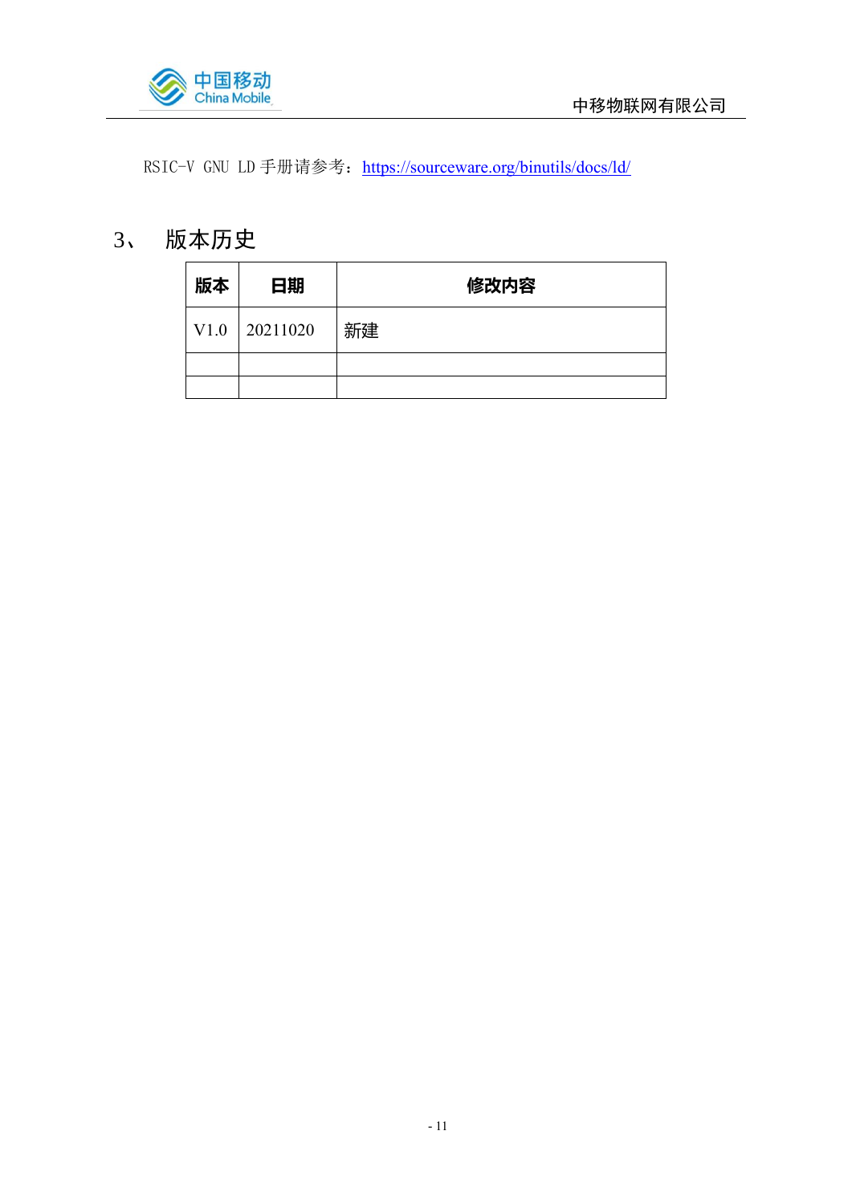RSIC-V GNU LD 手册请参考：https://sourceware.org/binutils/docs/ld/

## 3、 版本历史

| **版本** | **日期** | **修改内容** |
|---|---|---|
| V1.0 | 20211020 | 新建 |
| | | |
| | | |